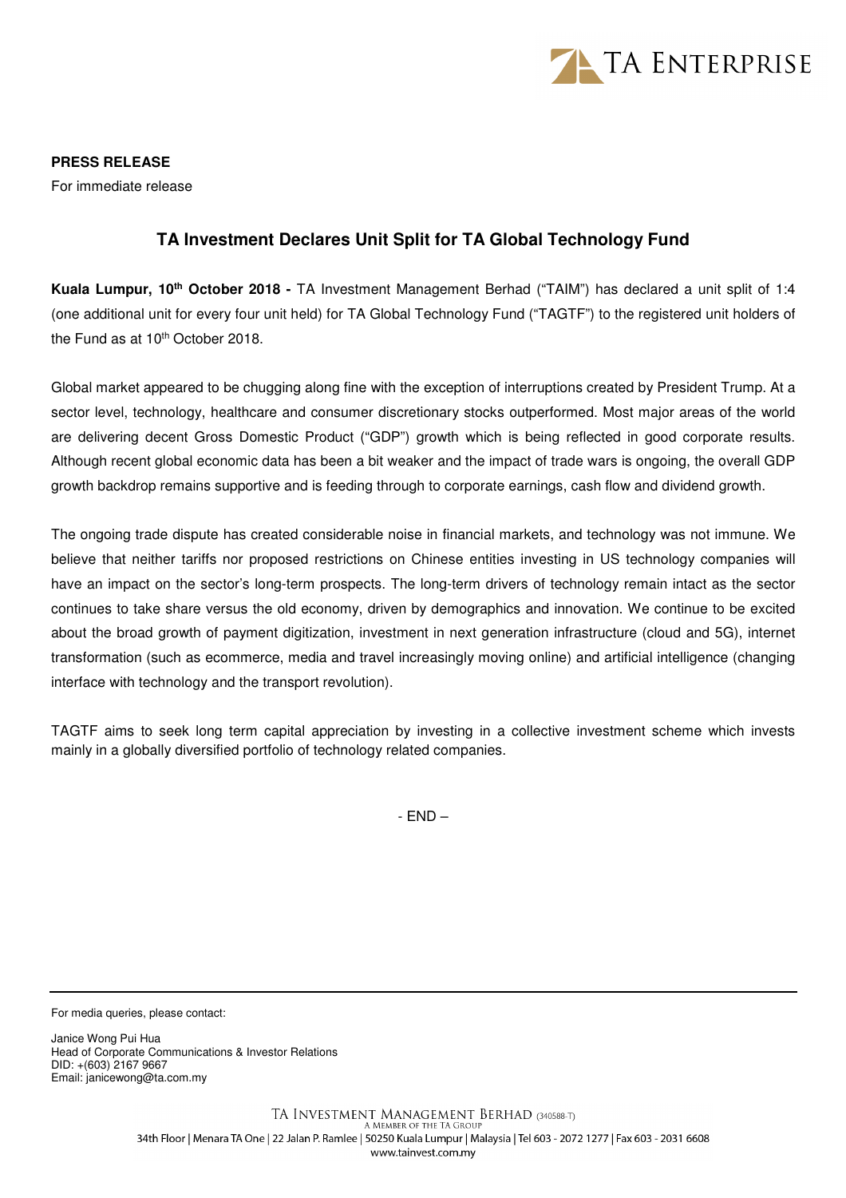**PRESS RELEASE**

For immediate release

# TA Investment Declares Unit Split for TA Global Technology Fund

**Kuala Lumpur, 10th October 2018 -** TA Investment Management Berhad ("TAIM") has declared a unit split of 1:4 (one additional unit for every four unit held) for TA Global Technology Fund ("TAGTF") to the registered unit holders of the Fund as at 10th October 2018.

Global market appeared to be chugging along fine with the exception of interruptions created by President Trump. At a sector level, technology, healthcare and consumer discretionary stocks outperformed. Most major areas of the world are delivering decent Gross Domestic Product ("GDP") growth which is being reflected in good corporate results. Although recent global economic data has been a bit weaker and the impact of trade wars is ongoing, the overall GDP growth backdrop remains supportive and is feeding through to corporate earnings, cash flow and dividend growth.

The ongoing trade dispute has created considerable noise in financial markets, and technology was not immune. We believe that neither tariffs nor proposed restrictions on Chinese entities investing in US technology companies will have an impact on the sector's long-term prospects. The long-term drivers of technology remain intact as the sector continues to take share versus the old economy, driven by demographics and innovation. We continue to be excited about the broad growth of payment digitization, investment in next generation infrastructure (cloud and 5G), internet transformation (such as ecommerce, media and travel increasingly moving online) and artificial intelligence (changing interface with technology and the transport revolution).

TAGTF aims to seek long term capital appreciation by investing in a collective investment scheme which invests mainly in a globally diversified portfolio of technology related companies.

- END –

---

For media queries, please contact:

Janice Wong Pui Hua
Head of Corporate Communications & Investor Relations
DID: +(603) 2167 9667
Email: janicewong@ta.com.my

TA INVESTMENT MANAGEMENT BERHAD (340588-T)
A MEMBER OF THE TA GROUP
34th Floor | Menara TA One | 22 Jalan P. Ramlee | 50250 Kuala Lumpur | Malaysia | Tel 603 - 2072 1277 | Fax 603 - 2031 6608
www.tainvest.com.my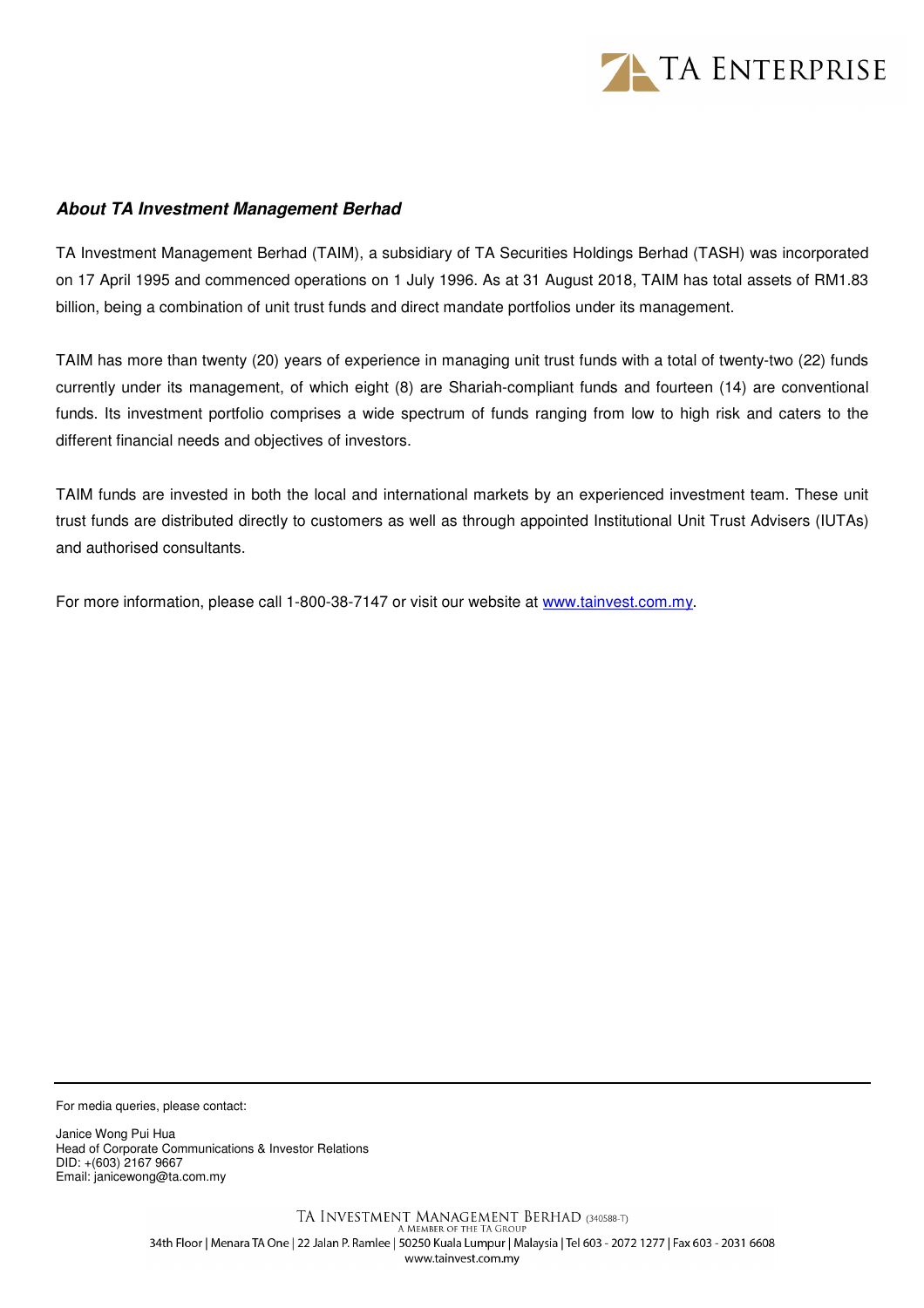### ***About TA Investment Management Berhad***

TA Investment Management Berhad (TAIM), a subsidiary of TA Securities Holdings Berhad (TASH) was incorporated on 17 April 1995 and commenced operations on 1 July 1996. As at 31 August 2018, TAIM has total assets of RM1.83 billion, being a combination of unit trust funds and direct mandate portfolios under its management.

TAIM has more than twenty (20) years of experience in managing unit trust funds with a total of twenty-two (22) funds currently under its management, of which eight (8) are Shariah-compliant funds and fourteen (14) are conventional funds. Its investment portfolio comprises a wide spectrum of funds ranging from low to high risk and caters to the different financial needs and objectives of investors.

TAIM funds are invested in both the local and international markets by an experienced investment team. These unit trust funds are distributed directly to customers as well as through appointed Institutional Unit Trust Advisers (IUTAs) and authorised consultants.

For more information, please call 1-800-38-7147 or visit our website at www.tainvest.com.my.

---

For media queries, please contact:

Janice Wong Pui Hua
Head of Corporate Communications & Investor Relations
DID: +(603) 2167 9667
Email: janicewong@ta.com.my